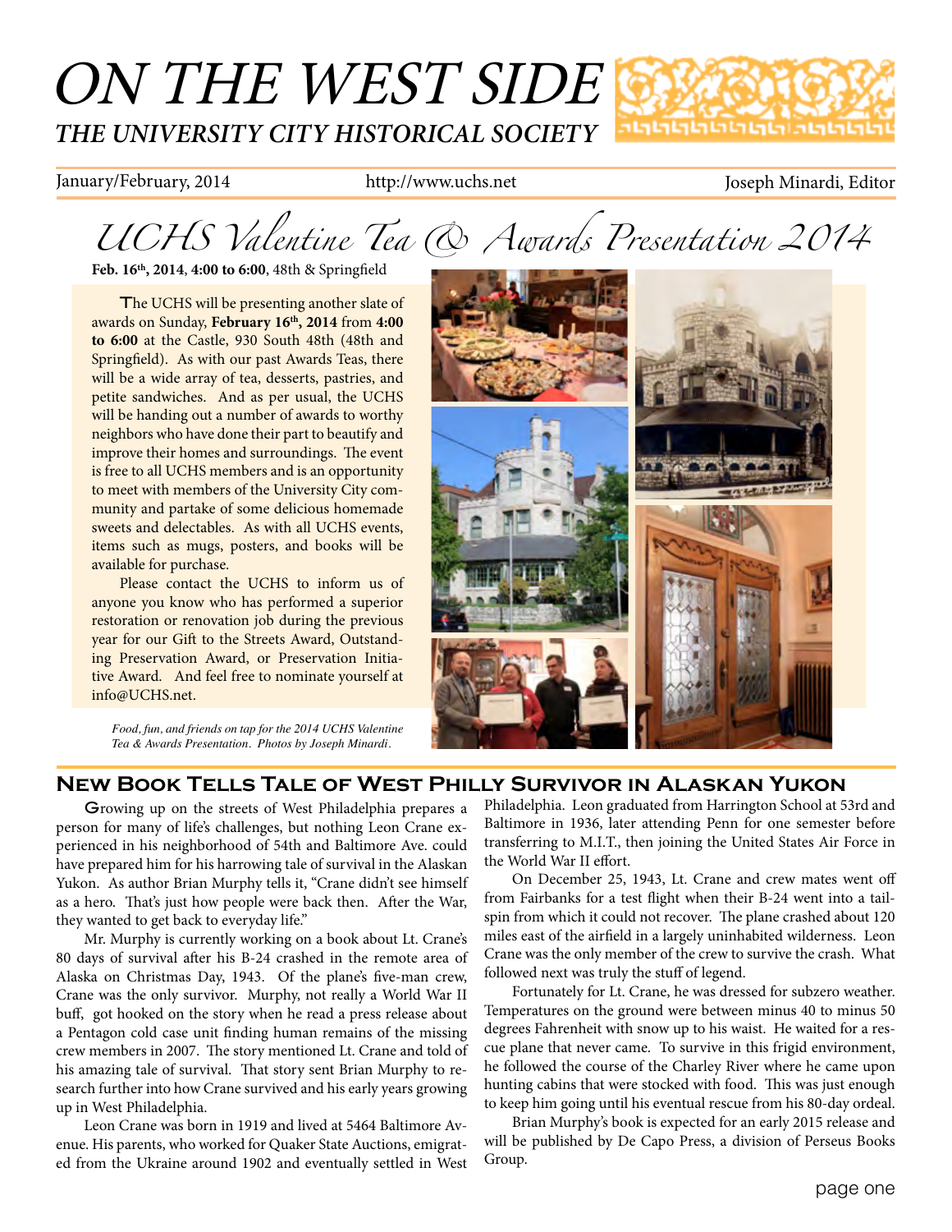# ON THE WEST SIDE

## THE UNIVERSITY CITY HISTORICAL SOCIETY

January/February, 2014 | http://www.uchs.net | Joseph Minardi, Editor

# UCHS Valentine Tea & Awards Presentation 2014

**Feb. 16th, 2014**, **4:00 to 6:00**, 48th & Springfield

The UCHS will be presenting another slate of awards on Sunday, **February 16th, 2014** from **4:00 to 6:00** at the Castle, 930 South 48th (48th and Springfield). As with our past Awards Teas, there will be a wide array of tea, desserts, pastries, and petite sandwiches. And as per usual, the UCHS will be handing out a number of awards to worthy neighbors who have done their part to beautify and improve their homes and surroundings. The event is free to all UCHS members and is an opportunity to meet with members of the University City community and partake of some delicious homemade sweets and delectables. As with all UCHS events, items such as mugs, posters, and books will be available for purchase.

Please contact the UCHS to inform us of anyone you know who has performed a superior restoration or renovation job during the previous year for our Gift to the Streets Award, Outstanding Preservation Award, or Preservation Initiative Award. And feel free to nominate yourself at info@UCHS.net.

*Food, fun, and friends on tap for the 2014 UCHS Valentine Tea & Awards Presentation. Photos by Joseph Minardi.*

## New Book Tells Tale of West Philly Survivor in Alaskan Yukon

Growing up on the streets of West Philadelphia prepares a person for many of life's challenges, but nothing Leon Crane experienced in his neighborhood of 54th and Baltimore Ave. could have prepared him for his harrowing tale of survival in the Alaskan Yukon. As author Brian Murphy tells it, "Crane didn't see himself as a hero. That's just how people were back then. After the War, they wanted to get back to everyday life."

Mr. Murphy is currently working on a book about Lt. Crane's 80 days of survival after his B-24 crashed in the remote area of Alaska on Christmas Day, 1943. Of the plane's five-man crew, Crane was the only survivor. Murphy, not really a World War II buff, got hooked on the story when he read a press release about a Pentagon cold case unit finding human remains of the missing crew members in 2007. The story mentioned Lt. Crane and told of his amazing tale of survival. That story sent Brian Murphy to research further into how Crane survived and his early years growing up in West Philadelphia.

Leon Crane was born in 1919 and lived at 5464 Baltimore Avenue. His parents, who worked for Quaker State Auctions, emigrated from the Ukraine around 1902 and eventually settled in West Philadelphia. Leon graduated from Harrington School at 53rd and Baltimore in 1936, later attending Penn for one semester before transferring to M.I.T., then joining the United States Air Force in the World War II effort.

On December 25, 1943, Lt. Crane and crew mates went off from Fairbanks for a test flight when their B-24 went into a tailspin from which it could not recover. The plane crashed about 120 miles east of the airfield in a largely uninhabited wilderness. Leon Crane was the only member of the crew to survive the crash. What followed next was truly the stuff of legend.

Fortunately for Lt. Crane, he was dressed for subzero weather. Temperatures on the ground were between minus 40 to minus 50 degrees Fahrenheit with snow up to his waist. He waited for a rescue plane that never came. To survive in this frigid environment, he followed the course of the Charley River where he came upon hunting cabins that were stocked with food. This was just enough to keep him going until his eventual rescue from his 80-day ordeal.

Brian Murphy's book is expected for an early 2015 release and will be published by De Capo Press, a division of Perseus Books Group.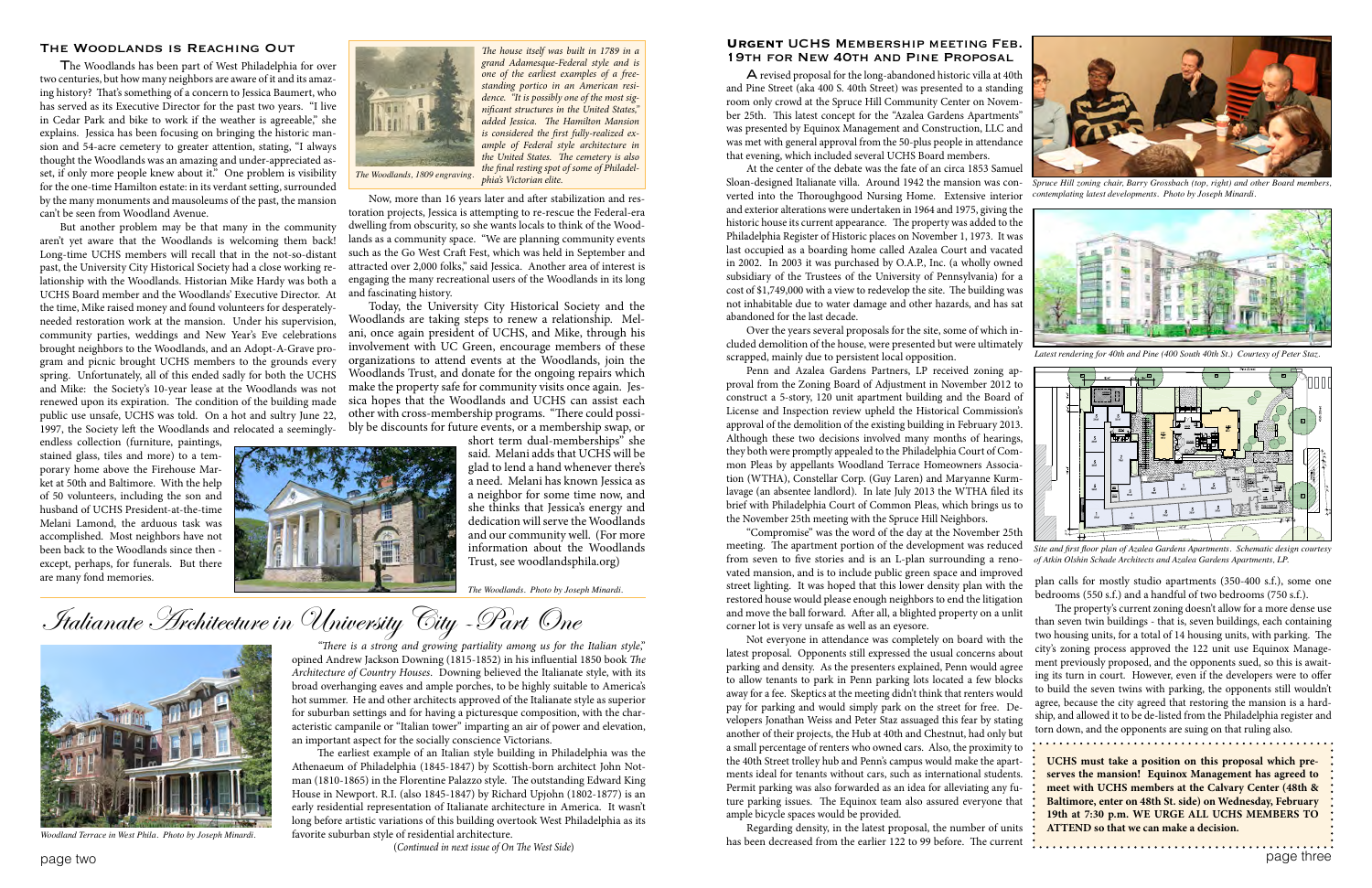## The Woodlands is Reaching Out

The Woodlands has been part of West Philadelphia for over two centuries, but how many neighbors are aware of it and its amazing history? That's something of a concern to Jessica Baumert, who has served as its Executive Director for the past two years. "I live in Cedar Park and bike to work if the weather is agreeable," she explains. Jessica has been focusing on bringing the historic mansion and 54-acre cemetery to greater attention, stating, "I always thought the Woodlands was an amazing and under-appreciated asset, if only more people knew about it." One problem is visibility for the one-time Hamilton estate: in its verdant setting, surrounded by the many monuments and mausoleums of the past, the mansion can't be seen from Woodland Avenue.

But another problem may be that many in the community aren't yet aware that the Woodlands is welcoming them back! Long-time UCHS members will recall that in the not-so-distant past, the University City Historical Society had a close working relationship with the Woodlands. Historian Mike Hardy was both a UCHS Board member and the Woodlands' Executive Director. At the time, Mike raised money and found volunteers for desperately-needed restoration work at the mansion. Under his supervision, community parties, weddings and New Year's Eve celebrations brought neighbors to the Woodlands, and an Adopt-A-Grave program and picnic brought UCHS members to the grounds every spring. Unfortunately, all of this ended sadly for both the UCHS and Mike: the Society's 10-year lease at the Woodlands was not renewed upon its expiration. The condition of the building made public use unsafe, UCHS was told. On a hot and sultry June 22, 1997, the Society left the Woodlands and relocated a seemingly-endless collection (furniture, paintings, stained glass, tiles and more) to a temporary home above the Firehouse Market at 50th and Baltimore. With the help of 50 volunteers, including the son and husband of UCHS President-at-the-time Melani Lamond, the arduous task was accomplished. Most neighbors have not been back to the Woodlands since then - except, perhaps, for funerals. But there are many fond memories.

*The Woodlands, 1809 engraving.*

*The house itself was built in 1789 in a grand Adamesque-Federal style and is one of the earliest examples of a free-standing portico in an American residence. "It is possibly one of the most significant structures in the United States," added Jessica. The Hamilton Mansion is considered the first fully-realized example of Federal style architecture in the United States. The cemetery is also the final resting spot of some of Philadelphia's Victorian elite.*

Now, more than 16 years later and after stabilization and restoration projects, Jessica is attempting to re-rescue the Federal-era dwelling from obscurity, so she wants locals to think of the Woodlands as a community space. "We are planning community events such as the Go West Craft Fest, which was held in September and attracted over 2,000 folks," said Jessica. Another area of interest is engaging the many recreational users of the Woodlands in its long and fascinating history.

Today, the University City Historical Society and the Woodlands are taking steps to renew a relationship. Melani, once again president of UCHS, and Mike, through his involvement with UC Green, encourage members of these organizations to attend events at the Woodlands, join the Woodlands Trust, and donate for the ongoing repairs which make the property safe for community visits once again. Jessica hopes that the Woodlands and UCHS can assist each other with cross-membership programs. "There could possibly be discounts for future events, or a membership swap, or short term dual-memberships" she said. Melani adds that UCHS will be glad to lend a hand whenever there's a need. Melani has known Jessica as a neighbor for some time now, and she thinks that Jessica's energy and dedication will serve the Woodlands and our community well. (For more information about the Woodlands Trust, see woodlandsphila.org)

*The Woodlands. Photo by Joseph Minardi.*

# Italianate Architecture in University City - Part One

*Woodland Terrace in West Phila. Photo by Joseph Minardi.*

*"There is a strong and growing partiality among us for the Italian style,"* opined Andrew Jackson Downing (1815-1852) in his influential 1850 book *The Architecture of Country Houses*. Downing believed the Italianate style, with its broad overhanging eaves and ample porches, to be highly suitable to America's hot summer. He and other architects approved of the Italianate style as superior for suburban settings and for having a picturesque composition, with the characteristic campanile or "Italian tower" imparting an air of power and elevation, an important aspect for the socially conscience Victorians.

The earliest example of an Italian style building in Philadelphia was the Athenaeum of Philadelphia (1845-1847) by Scottish-born architect John Notman (1810-1865) in the Florentine Palazzo style. The outstanding Edward King House in Newport. R.I. (also 1845-1847) by Richard Upjohn (1802-1877) is an early residential representation of Italianate architecture in America. It wasn't long before artistic variations of this building overtook West Philadelphia as its favorite suburban style of residential architecture.

(*Continued in next issue of On The West Side*)

## Urgent UCHS Membership meeting Feb. 19th for New 40th and Pine Proposal

A revised proposal for the long-abandoned historic villa at 40th and Pine Street (aka 400 S. 40th Street) was presented to a standing room only crowd at the Spruce Hill Community Center on November 25th. This latest concept for the "Azalea Gardens Apartments" was presented by Equinox Management and Construction, LLC and was met with general approval from the 50-plus people in attendance that evening, which included several UCHS Board members.

At the center of the debate was the fate of an circa 1853 Samuel Sloan-designed Italianate villa. Around 1942 the mansion was converted into the Thoroughgood Nursing Home. Extensive interior and exterior alterations were undertaken in 1964 and 1975, giving the historic house its current appearance. The property was added to the Philadelphia Register of Historic places on November 1, 1973. It was last occupied as a boarding home called Azalea Court and vacated in 2002. In 2003 it was purchased by O.A.P., Inc. (a wholly owned subsidiary of the Trustees of the University of Pennsylvania) for a cost of $1,749,000 with a view to redevelop the site. The building was not inhabitable due to water damage and other hazards, and has sat abandoned for the last decade.

Over the years several proposals for the site, some of which included demolition of the house, were presented but were ultimately scrapped, mainly due to persistent local opposition.

Penn and Azalea Gardens Partners, LP received zoning approval from the Zoning Board of Adjustment in November 2012 to construct a 5-story, 120 unit apartment building and the Board of License and Inspection review upheld the Historical Commission's approval of the demolition of the existing building in February 2013. Although these two decisions involved many months of hearings, they both were promptly appealed to the Philadelphia Court of Common Pleas by appellants Woodland Terrace Homeowners Association (WTHA), Constellar Corp. (Guy Laren) and Maryanne Kurmlavage (an absentee landlord). In late July 2013 the WTHA filed its brief with Philadelphia Court of Common Pleas, which brings us to the November 25th meeting with the Spruce Hill Neighbors.

"Compromise" was the word of the day at the November 25th meeting. The apartment portion of the development was reduced from seven to five stories and is an L-plan surrounding a renovated mansion, and is to include public green space and improved street lighting. It was hoped that this lower density plan with the restored house would please enough neighbors to end the litigation and move the ball forward. After all, a blighted property on a unlit corner lot is very unsafe as well as an eyesore.

Not everyone in attendance was completely on board with the latest proposal. Opponents still expressed the usual concerns about parking and density. As the presenters explained, Penn would agree to allow tenants to park in Penn parking lots located a few blocks away for a fee. Skeptics at the meeting didn't think that renters would pay for parking and would simply park on the street for free. Developers Jonathan Weiss and Peter Staz assuaged this fear by stating another of their projects, the Hub at 40th and Chestnut, had only but a small percentage of renters who owned cars. Also, the proximity to the 40th Street trolley hub and Penn's campus would make the apartments ideal for tenants without cars, such as international students. Permit parking was also forwarded as an idea for alleviating any future parking issues. The Equinox team also assured everyone that ample bicycle spaces would be provided.

Regarding density, in the latest proposal, the number of units has been decreased from the earlier 122 to 99 before. The current plan calls for mostly studio apartments (350-400 s.f.), some one bedrooms (550 s.f.) and a handful of two bedrooms (750 s.f.).

The property's current zoning doesn't allow for a more dense use than seven twin buildings - that is, seven buildings, each containing two housing units, for a total of 14 housing units, with parking. The city's zoning process approved the 122 unit use Equinox Management previously proposed, and the opponents sued, so this is awaiting its turn in court. However, even if the developers were to offer to build the seven twins with parking, the opponents still wouldn't agree, because the city agreed that restoring the mansion is a hardship, and allowed it to be de-listed from the Philadelphia register and torn down, and the opponents are suing on that ruling also.

*Spruce Hill zoning chair, Barry Grossbach (top, right) and other Board members, contemplating latest developments. Photo by Joseph Minardi.*

*Latest rendering for 40th and Pine (400 South 40th St.) Courtesy of Peter Staz.*

*Site and first floor plan of Azalea Gardens Apartments. Schematic design courtesy of Atkin Olshin Schade Architects and Azalea Gardens Apartments, LP.*

**UCHS must take a position on this proposal which preserves the mansion! Equinox Management has agreed to meet with UCHS members at the Calvary Center (48th & Baltimore, enter on 48th St. side) on Wednesday, February 19th at 7:30 p.m. WE URGE ALL UCHS MEMBERS TO ATTEND so that we can make a decision.**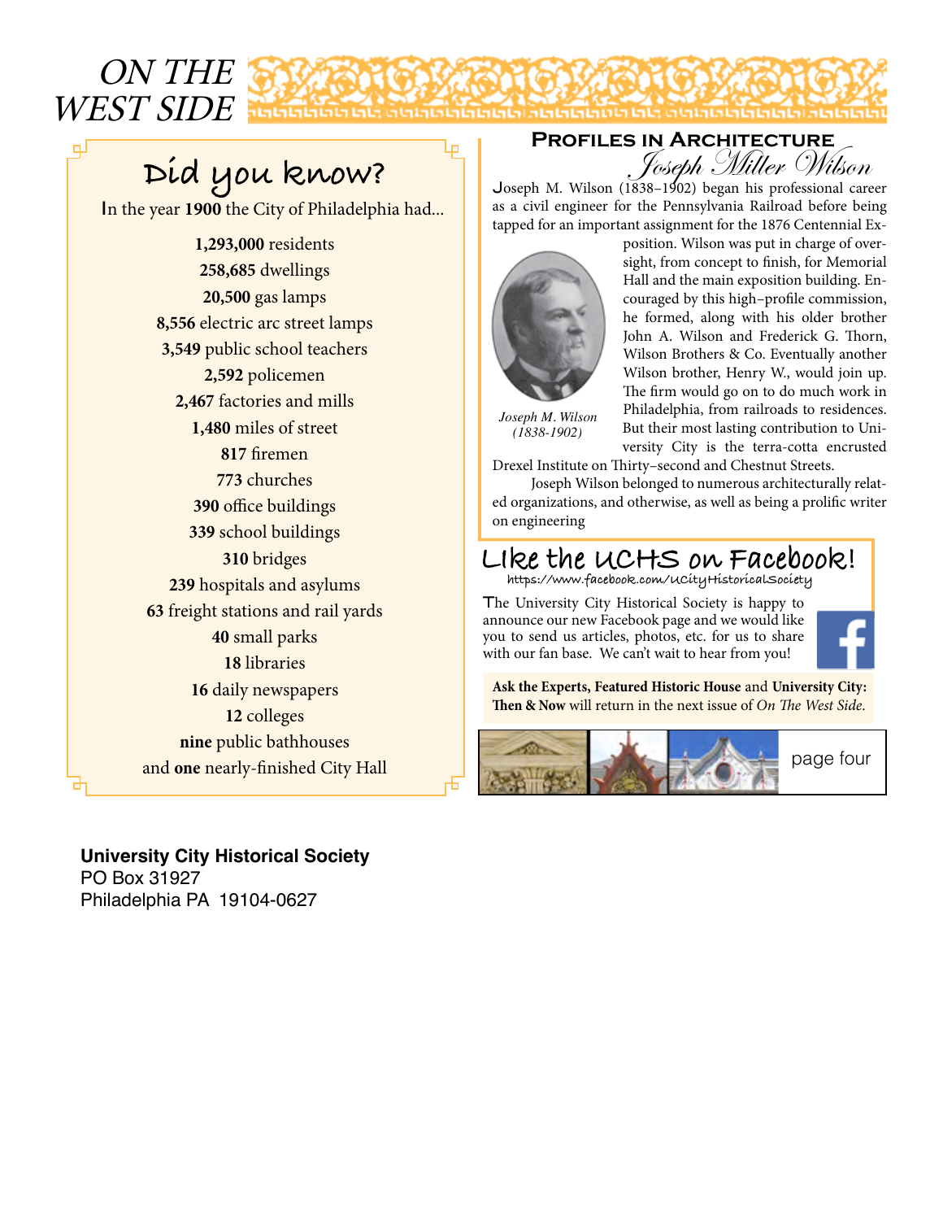# ON THE WEST SIDE

## Did you know?

In the year **1900** the City of Philadelphia had...

**1,293,000** residents
**258,685** dwellings
**20,500** gas lamps
**8,556** electric arc street lamps
**3,549** public school teachers
**2,592** policemen
**2,467** factories and mills
**1,480** miles of street
**817** firemen
**773** churches
**390** office buildings
**339** school buildings
**310** bridges
**239** hospitals and asylums
**63** freight stations and rail yards
**40** small parks
**18** libraries
**16** daily newspapers
**12** colleges
**nine** public bathhouses
and **one** nearly-finished City Hall

## Profiles in Architecture

### *Joseph Miller Wilson*

Joseph M. Wilson (1838–1902) began his professional career as a civil engineer for the Pennsylvania Railroad before being tapped for an important assignment for the 1876 Centennial Exposition. Wilson was put in charge of oversight, from concept to finish, for Memorial Hall and the main exposition building. Encouraged by this high–profile commission, he formed, along with his older brother John A. Wilson and Frederick G. Thorn, Wilson Brothers & Co. Eventually another Wilson brother, Henry W., would join up. The firm would go on to do much work in Philadelphia, from railroads to residences. But their most lasting contribution to University City is the terra-cotta encrusted Drexel Institute on Thirty–second and Chestnut Streets.

*Joseph M. Wilson (1838-1902)*

Joseph Wilson belonged to numerous architecturally related organizations, and otherwise, as well as being a prolific writer on engineering

## Like the UCHS on Facebook!

https://www.facebook.com/UCityHistoricalSociety

The University City Historical Society is happy to announce our new Facebook page and we would like you to send us articles, photos, etc. for us to share with our fan base. We can't wait to hear from you!

**Ask the Experts, Featured Historic House** and **University City: Then & Now** will return in the next issue of *On The West Side.*

**University City Historical Society**
PO Box 31927
Philadelphia PA 19104-0627